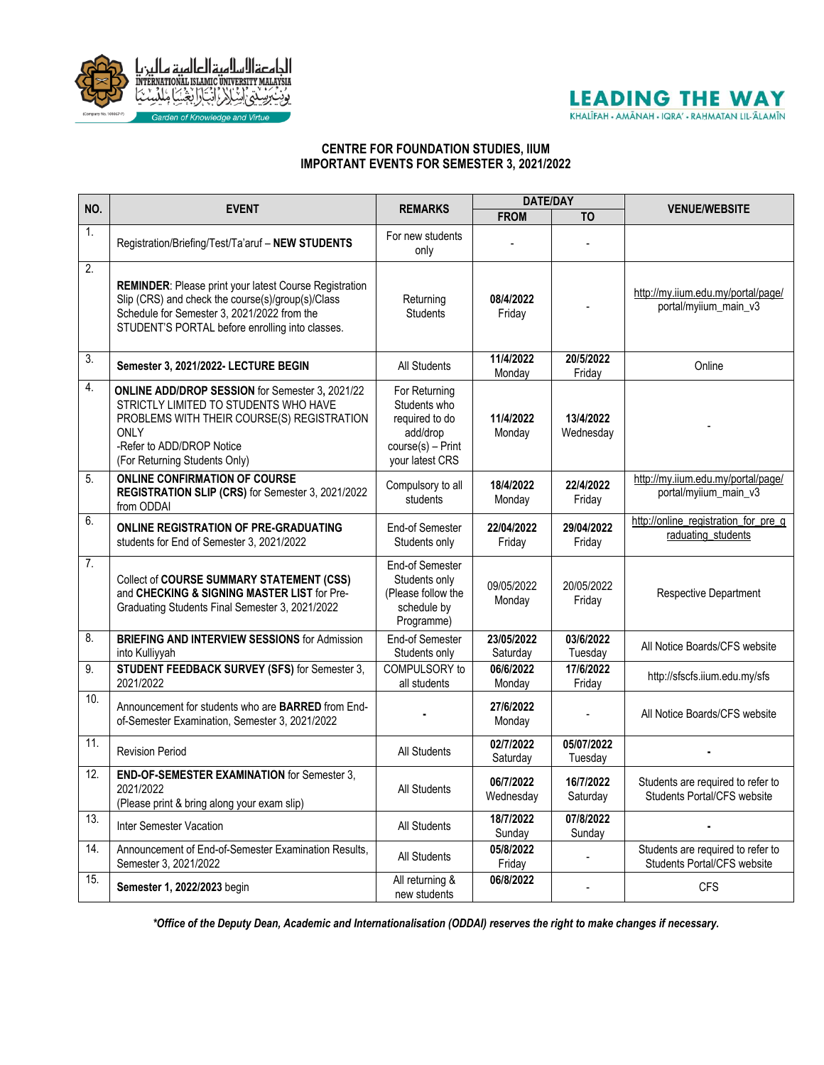INTERNATIONAL ISLAMIC UNIVERSITY MALAYSIA

Garden of Knowledge and Virtue

**LEADING THE WAY**

KHALĪFAH • AMĀNAH • IQRA' • RAHMATAN LIL-ʿĀLAMĪN

## CENTRE FOR FOUNDATION STUDIES, IIUM
## IMPORTANT EVENTS FOR SEMESTER 3, 2021/2022

| NO. | EVENT | REMARKS | DATE/DAY | | VENUE/WEBSITE |
|---|---|---|---|---|---|
| | | | FROM | TO | |
| 1. | Registration/Briefing/Test/Ta'aruf – **NEW STUDENTS** | For new students only | - | - | |
| 2. | **REMINDER**: Please print your latest Course Registration Slip (CRS) and check the course(s)/group(s)/Class Schedule for Semester 3, 2021/2022 from the STUDENT'S PORTAL before enrolling into classes. | Returning Students | **08/4/2022** Friday | - | http://my.iium.edu.my/portal/page/portal/myiium_main_v3 |
| 3. | **Semester 3, 2021/2022- LECTURE BEGIN** | All Students | **11/4/2022** Monday | **20/5/2022** Friday | Online |
| 4. | **ONLINE ADD/DROP SESSION** for Semester 3, 2021/22 STRICTLY LIMITED TO STUDENTS WHO HAVE PROBLEMS WITH THEIR COURSE(S) REGISTRATION ONLY<br>-Refer to ADD/DROP Notice<br>(For Returning Students Only) | For Returning Students who required to do add/drop course(s) – Print your latest CRS | **11/4/2022** Monday | **13/4/2022** Wednesday | - |
| 5. | **ONLINE CONFIRMATION OF COURSE REGISTRATION SLIP (CRS)** for Semester 3, 2021/2022 from ODDAI | Compulsory to all students | **18/4/2022** Monday | **22/4/2022** Friday | http://my.iium.edu.my/portal/page/portal/myiium_main_v3 |
| 6. | **ONLINE REGISTRATION OF PRE-GRADUATING** students for End of Semester 3, 2021/2022 | End-of Semester Students only | **22/04/2022** Friday | **29/04/2022** Friday | http://online_registration_for_pre_graduating_students |
| 7. | Collect of **COURSE SUMMARY STATEMENT (CSS)** and **CHECKING & SIGNING MASTER LIST** for Pre-Graduating Students Final Semester 3, 2021/2022 | End-of Semester Students only (Please follow the schedule by Programme) | 09/05/2022 Monday | 20/05/2022 Friday | Respective Department |
| 8. | **BRIEFING AND INTERVIEW SESSIONS** for Admission into Kulliyyah | End-of Semester Students only | **23/05/2022** Saturday | **03/6/2022** Tuesday | All Notice Boards/CFS website |
| 9. | **STUDENT FEEDBACK SURVEY (SFS)** for Semester 3, 2021/2022 | COMPULSORY to all students | **06/6/2022** Monday | **17/6/2022** Friday | http://sfscfs.iium.edu.my/sfs |
| 10. | Announcement for students who are **BARRED** from End-of-Semester Examination, Semester 3, 2021/2022 | **-** | **27/6/2022** Monday | - | All Notice Boards/CFS website |
| 11. | Revision Period | All Students | **02/7/2022** Saturday | **05/07/2022** Tuesday | **-** |
| 12. | **END-OF-SEMESTER EXAMINATION** for Semester 3, 2021/2022<br>(Please print & bring along your exam slip) | All Students | **06/7/2022** Wednesday | **16/7/2022** Saturday | Students are required to refer to Students Portal/CFS website |
| 13. | Inter Semester Vacation | All Students | **18/7/2022** Sunday | **07/8/2022** Sunday | **-** |
| 14. | Announcement of End-of-Semester Examination Results, Semester 3, 2021/2022 | All Students | **05/8/2022** Friday | - | Students are required to refer to Students Portal/CFS website |
| 15. | **Semester 1, 2022/2023** begin | All returning & new students | **06/8/2022** | - | CFS |

***Office of the Deputy Dean, Academic and Internationalisation (ODDAI) reserves the right to make changes if necessary.***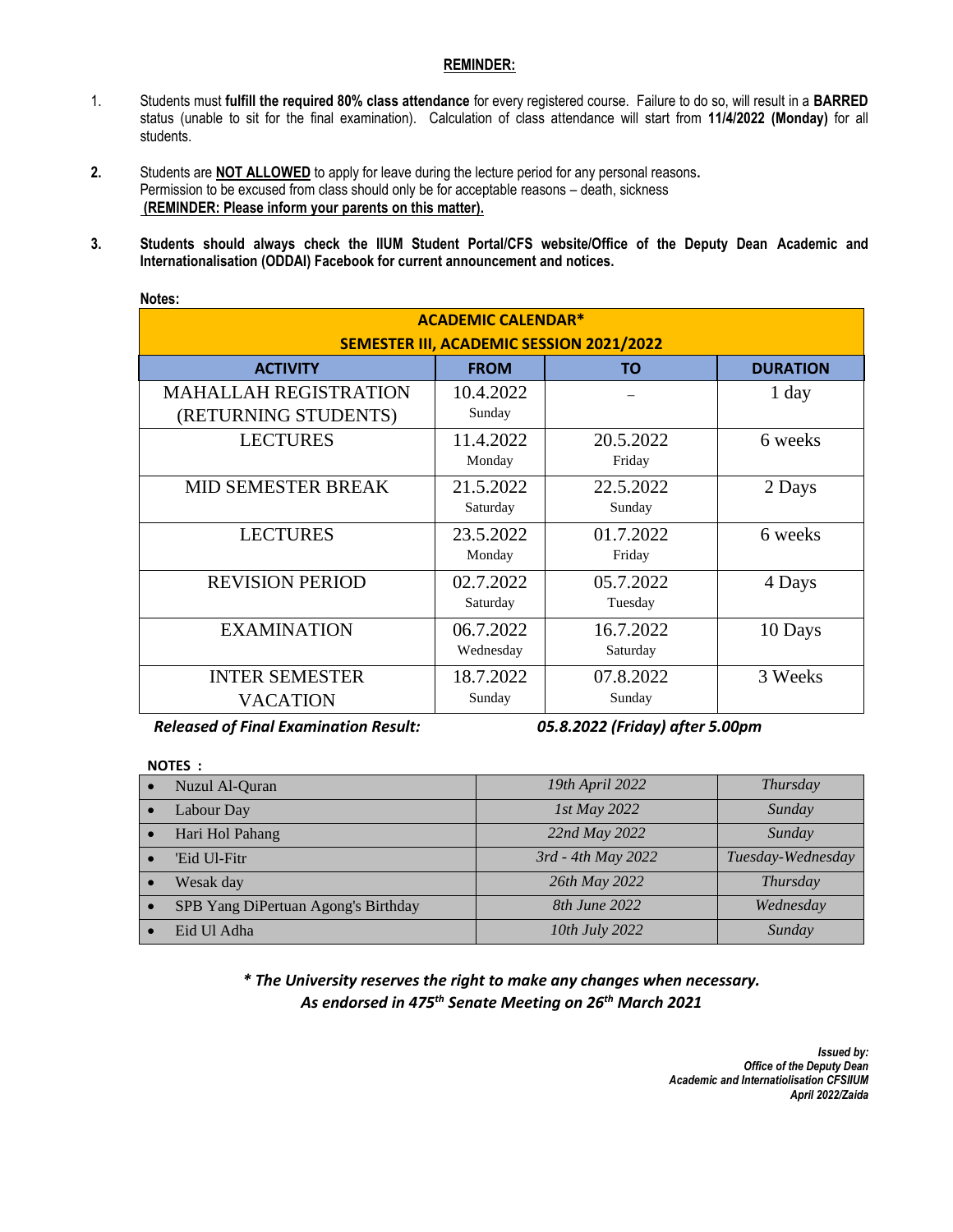**REMINDER:**

1. Students must **fulfill the required 80% class attendance** for every registered course. Failure to do so, will result in a **BARRED** status (unable to sit for the final examination). Calculation of class attendance will start from **11/4/2022 (Monday)** for all students.

2. Students are **NOT ALLOWED** to apply for leave during the lecture period for any personal reasons. Permission to be excused from class should only be for acceptable reasons – death, sickness **(REMINDER: Please inform your parents on this matter).**

3. **Students should always check the IIUM Student Portal/CFS website/Office of the Deputy Dean Academic and Internationalisation (ODDAI) Facebook for current announcement and notices.**

**Notes:**

| ACADEMIC CALENDAR* SEMESTER III, ACADEMIC SESSION 2021/2022 | | | |
|---|---|---|---|
| **ACTIVITY** | **FROM** | **TO** | **DURATION** |
| MAHALLAH REGISTRATION (RETURNING STUDENTS) | 10.4.2022 Sunday | – | 1 day |
| LECTURES | 11.4.2022 Monday | 20.5.2022 Friday | 6 weeks |
| MID SEMESTER BREAK | 21.5.2022 Saturday | 22.5.2022 Sunday | 2 Days |
| LECTURES | 23.5.2022 Monday | 01.7.2022 Friday | 6 weeks |
| REVISION PERIOD | 02.7.2022 Saturday | 05.7.2022 Tuesday | 4 Days |
| EXAMINATION | 06.7.2022 Wednesday | 16.7.2022 Saturday | 10 Days |
| INTER SEMESTER VACATION | 18.7.2022 Sunday | 07.8.2022 Sunday | 3 Weeks |

***Released of Final Examination Result:*** ***05.8.2022 (Friday) after 5.00pm***

**NOTES :**

| | | |
|---|---|---|
| • Nuzul Al-Quran | *19th April 2022* | *Thursday* |
| • Labour Day | *1st May 2022* | *Sunday* |
| • Hari Hol Pahang | *22nd May 2022* | *Sunday* |
| • 'Eid Ul-Fitr | *3rd - 4th May 2022* | *Tuesday-Wednesday* |
| • Wesak day | *26th May 2022* | *Thursday* |
| • SPB Yang DiPertuan Agong's Birthday | *8th June 2022* | *Wednesday* |
| • Eid Ul Adha | *10th July 2022* | *Sunday* |

***\* The University reserves the right to make any changes when necessary.***
***As endorsed in 475th Senate Meeting on 26th March 2021***

***Issued by:***
***Office of the Deputy Dean***
***Academic and Internatiolisation CFSIIUM***
***April 2022/Zaida***